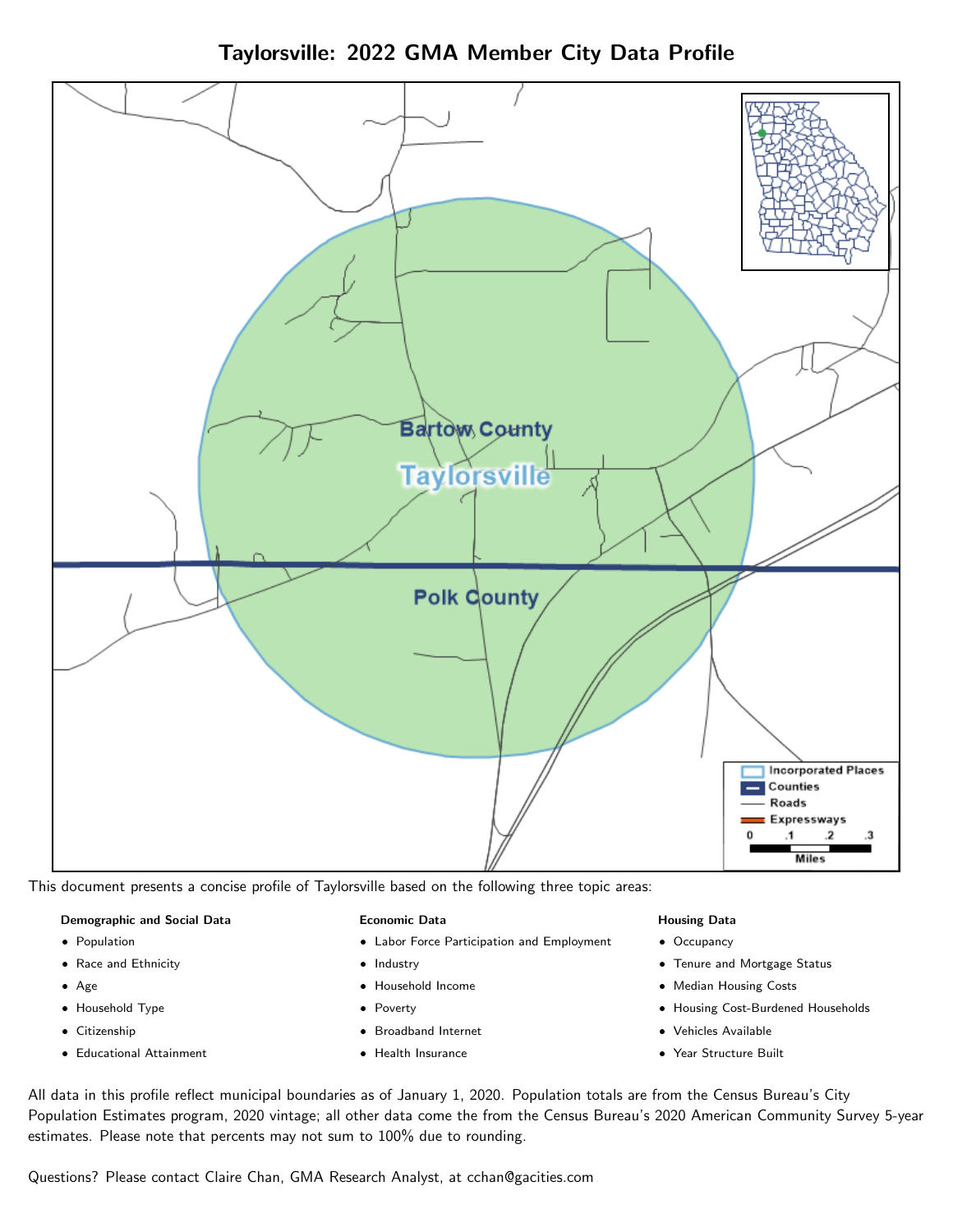# Taylorsville: 2022 GMA Member City Data Profile

This document presents a concise profile of Taylorsville based on the following three topic areas:

**Demographic and Social Data**

- Population
- Race and Ethnicity
- Age
- Household Type
- Citizenship
- Educational Attainment

**Economic Data**

- Labor Force Participation and Employment
- Industry
- Household Income
- Poverty
- Broadband Internet
- Health Insurance

**Housing Data**

- Occupancy
- Tenure and Mortgage Status
- Median Housing Costs
- Housing Cost-Burdened Households
- Vehicles Available
- Year Structure Built

All data in this profile reflect municipal boundaries as of January 1, 2020. Population totals are from the Census Bureau's City Population Estimates program, 2020 vintage; all other data come the from the Census Bureau's 2020 American Community Survey 5-year estimates. Please note that percents may not sum to 100% due to rounding.

Questions? Please contact Claire Chan, GMA Research Analyst, at cchan@gacities.com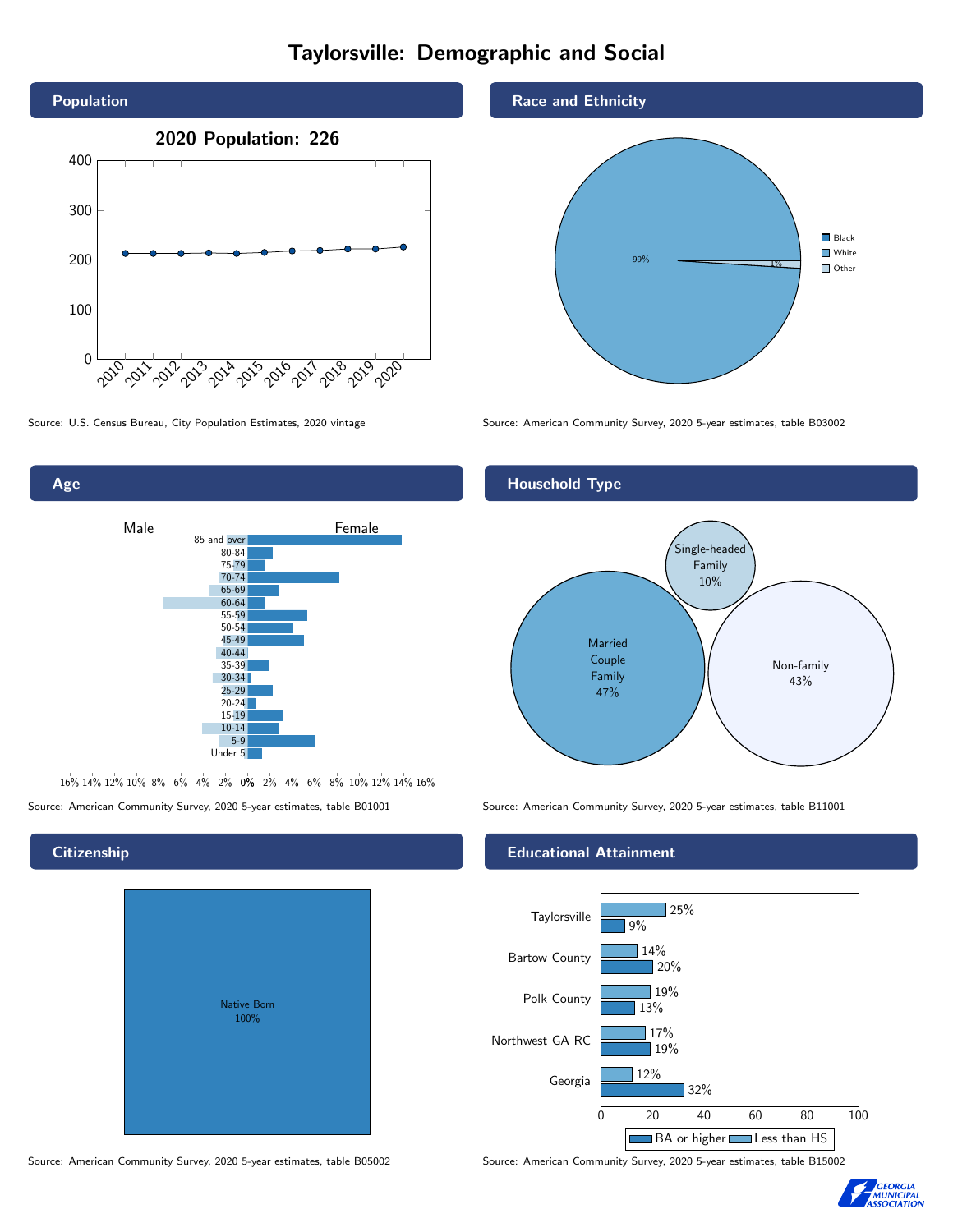# Taylorsville: Demographic and Social

## Population

2020 Population: 226

Source: U.S. Census Bureau, City Population Estimates, 2020 vintage

## Race and Ethnicity

Black
White
Other

99%
1%

Source: American Community Survey, 2020 5-year estimates, table B03002

## Age

Male
Female

85 and over
80-84
75-79
70-74
65-69
60-64
55-59
50-54
45-49
40-44
35-39
30-34
25-29
20-24
15-19
10-14
5-9
Under 5

Source: American Community Survey, 2020 5-year estimates, table B01001

## Household Type

Single-headed Family 10%

Married Couple Family 47%

Non-family 43%

Source: American Community Survey, 2020 5-year estimates, table B11001

## Citizenship

Native Born 100%

Source: American Community Survey, 2020 5-year estimates, table B05002

## Educational Attainment

| | Less than HS | BA or higher |
| --- | --- | --- |
| Taylorsville | 25% | 9% |
| Bartow County | 14% | 20% |
| Polk County | 19% | 13% |
| Northwest GA RC | 17% | 19% |
| Georgia | 12% | 32% |

Source: American Community Survey, 2020 5-year estimates, table B15002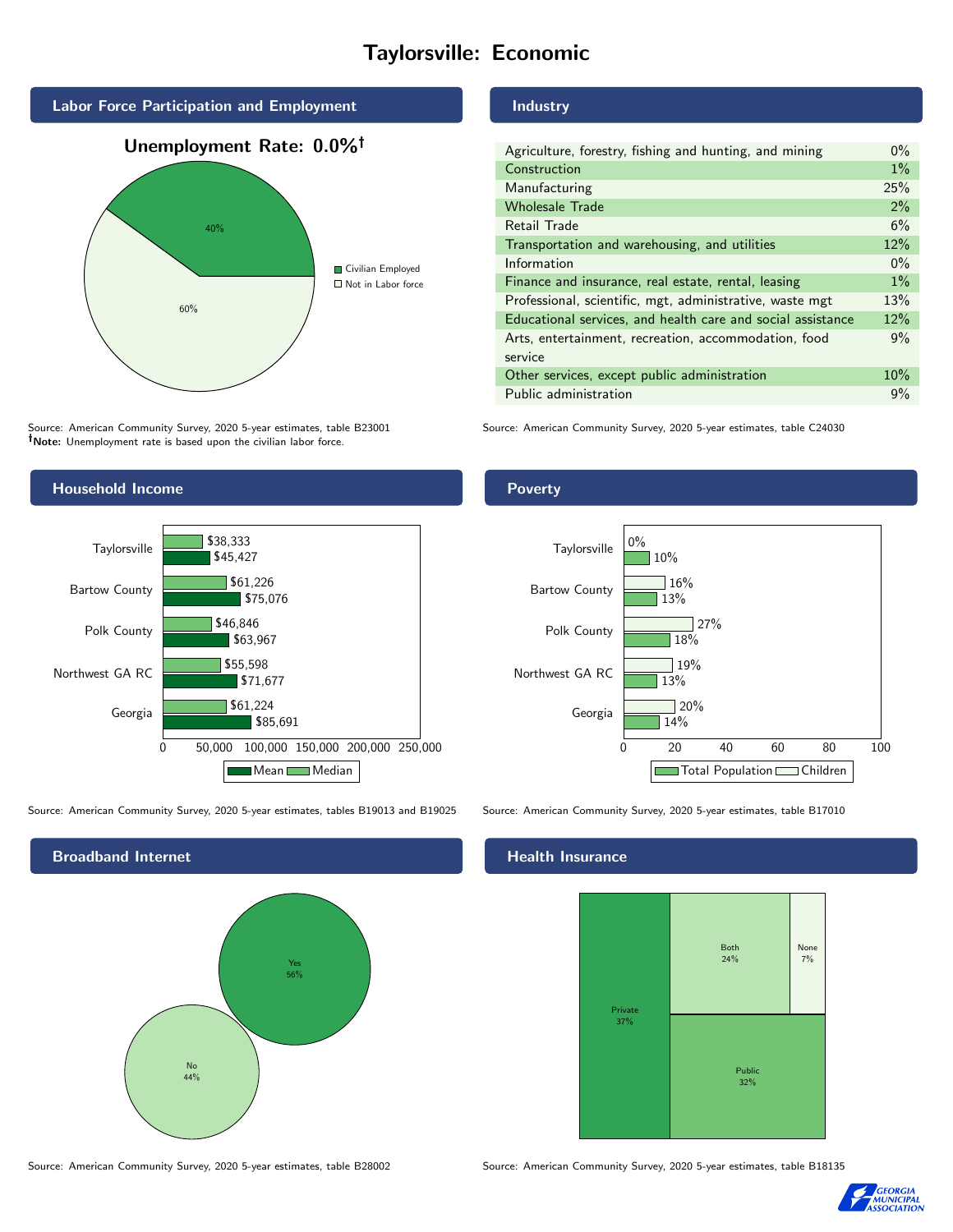# Taylorsville: Economic

## Labor Force Participation and Employment

**Unemployment Rate: 0.0%†**

| Category | Percent |
|---|---|
| Civilian Employed | 40% |
| Not in Labor force | 60% |

Source: American Community Survey, 2020 5-year estimates, table B23001
**†Note:** Unemployment rate is based upon the civilian labor force.

## Industry

| Industry | Percent |
|---|---|
| Agriculture, forestry, fishing and hunting, and mining | 0% |
| Construction | 1% |
| Manufacturing | 25% |
| Wholesale Trade | 2% |
| Retail Trade | 6% |
| Transportation and warehousing, and utilities | 12% |
| Information | 0% |
| Finance and insurance, real estate, rental, leasing | 1% |
| Professional, scientific, mgt, administrative, waste mgt | 13% |
| Educational services, and health care and social assistance | 12% |
| Arts, entertainment, recreation, accommodation, food service | 9% |
| Other services, except public administration | 10% |
| Public administration | 9% |

Source: American Community Survey, 2020 5-year estimates, table C24030

## Household Income

| Area | Median | Mean |
|---|---|---|
| Taylorsville | $38,333 | $45,427 |
| Bartow County | $61,226 | $75,076 |
| Polk County | $46,846 | $63,967 |
| Northwest GA RC | $55,598 | $71,677 |
| Georgia | $61,224 | $85,691 |

Source: American Community Survey, 2020 5-year estimates, tables B19013 and B19025

## Poverty

| Area | Children | Total Population |
|---|---|---|
| Taylorsville | 0% | 10% |
| Bartow County | 16% | 13% |
| Polk County | 27% | 18% |
| Northwest GA RC | 19% | 13% |
| Georgia | 20% | 14% |

Source: American Community Survey, 2020 5-year estimates, table B17010

## Broadband Internet

| Response | Percent |
|---|---|
| Yes | 56% |
| No | 44% |

Source: American Community Survey, 2020 5-year estimates, table B28002

## Health Insurance

| Type | Percent |
|---|---|
| Private | 37% |
| Both | 24% |
| None | 7% |
| Public | 32% |

Source: American Community Survey, 2020 5-year estimates, table B18135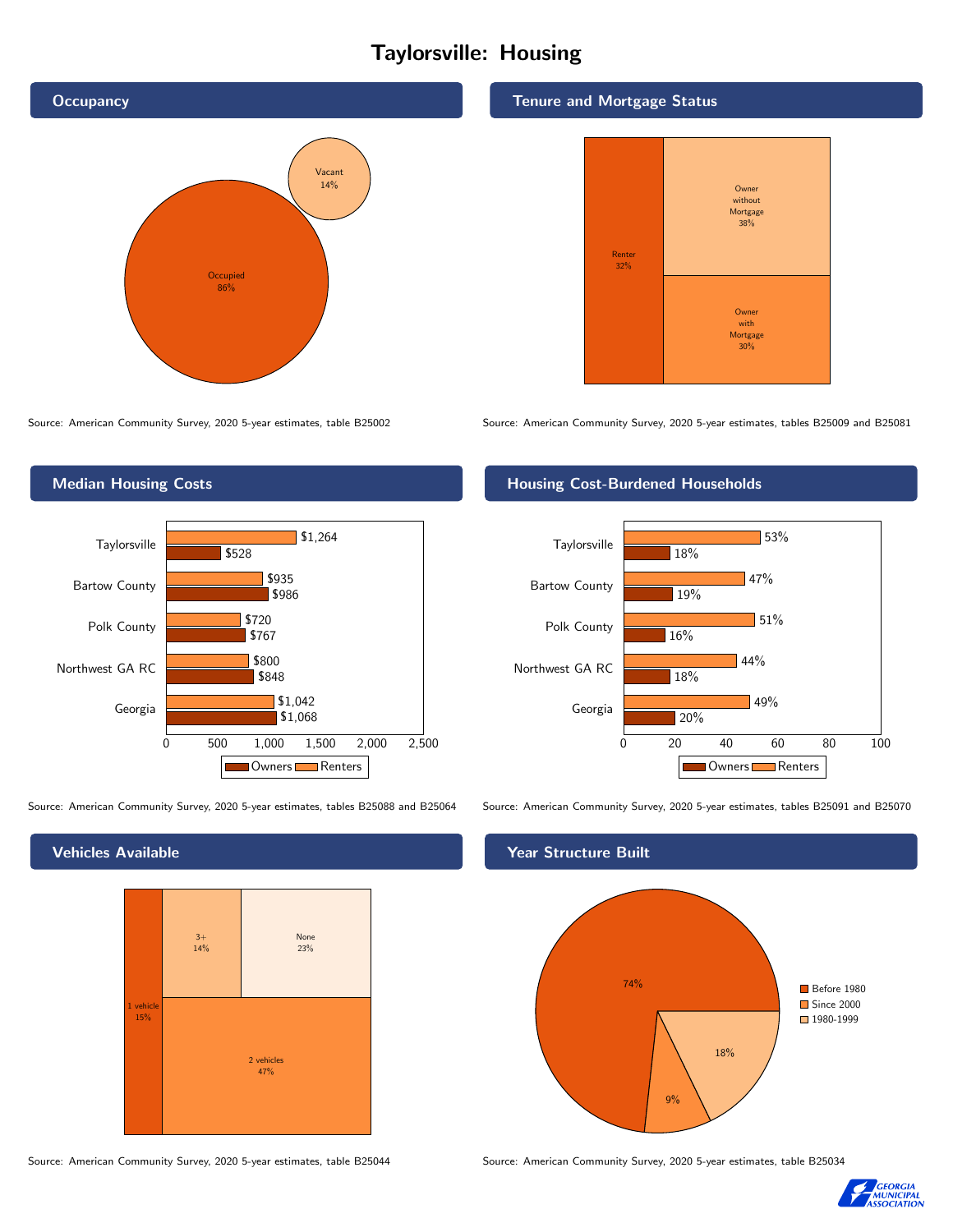# Taylorsville: Housing

## Occupancy

Vacant
14%

Occupied
86%

Source: American Community Survey, 2020 5-year estimates, table B25002

## Tenure and Mortgage Status

Renter
32%

Owner
without
Mortgage
38%

Owner
with
Mortgage
30%

Source: American Community Survey, 2020 5-year estimates, tables B25009 and B25081

## Median Housing Costs

Taylorsville
$1,264
$528

Bartow County
$935
$986

Polk County
$720
$767

Northwest GA RC
$800
$848

Georgia
$1,042
$1,068

0 500 1,000 1,500 2,000 2,500

Owners Renters

Source: American Community Survey, 2020 5-year estimates, tables B25088 and B25064

## Housing Cost-Burdened Households

Taylorsville
53%
18%

Bartow County
47%
19%

Polk County
51%
16%

Northwest GA RC
44%
18%

Georgia
49%
20%

0 20 40 60 80 100

Owners Renters

Source: American Community Survey, 2020 5-year estimates, tables B25091 and B25070

## Vehicles Available

1 vehicle
15%

3+
14%

None
23%

2 vehicles
47%

Source: American Community Survey, 2020 5-year estimates, table B25044

## Year Structure Built

74%

9%

18%

Before 1980
Since 2000
1980-1999

Source: American Community Survey, 2020 5-year estimates, table B25034

GEORGIA MUNICIPAL ASSOCIATION